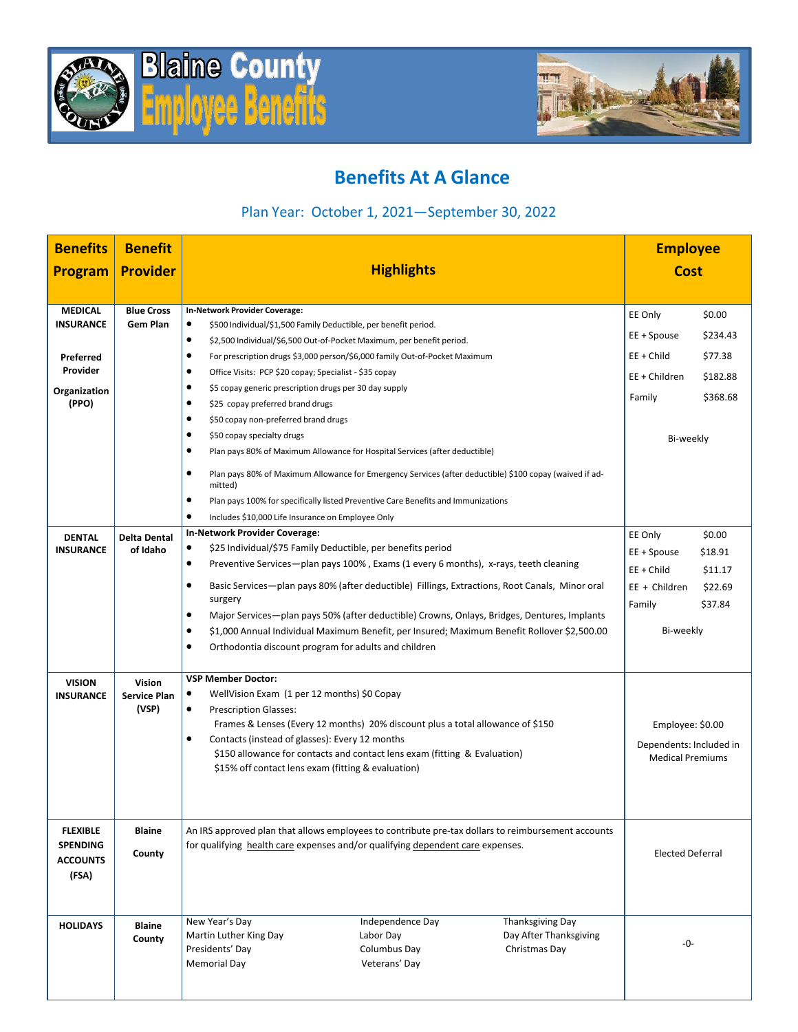# Blaine County Employee Benefits

## Benefits At A Glance

Plan Year: October 1, 2021—September 30, 2022

| Benefits Program | Benefit Provider | Highlights | Employee Cost |
|---|---|---|---|
| **MEDICAL INSURANCE**<br><br>**Preferred Provider Organization (PPO)** | **Blue Cross Gem Plan** | **In-Network Provider Coverage:**<br>• $500 Individual/$1,500 Family Deductible, per benefit period.<br>• $2,500 Individual/$6,500 Out-of-Pocket Maximum, per benefit period.<br>• For prescription drugs $3,000 person/$6,000 family Out-of-Pocket Maximum<br>• Office Visits: PCP $20 copay; Specialist - $35 copay<br>• $5 copay generic prescription drugs per 30 day supply<br>• $25 copay preferred brand drugs<br>• $50 copay non-preferred brand drugs<br>• $50 copay specialty drugs<br>• Plan pays 80% of Maximum Allowance for Hospital Services (after deductible)<br>• Plan pays 80% of Maximum Allowance for Emergency Services (after deductible) $100 copay (waived if admitted)<br>• Plan pays 100% for specifically listed Preventive Care Benefits and Immunizations<br>• Includes $10,000 Life Insurance on Employee Only | EE Only $0.00<br>EE + Spouse $234.43<br>EE + Child $77.38<br>EE + Children $182.88<br>Family $368.68<br><br>Bi-weekly |
| **DENTAL INSURANCE** | **Delta Dental of Idaho** | **In-Network Provider Coverage:**<br>• $25 Individual/$75 Family Deductible, per benefits period<br>• Preventive Services—plan pays 100% , Exams (1 every 6 months), x-rays, teeth cleaning<br>• Basic Services—plan pays 80% (after deductible) Fillings, Extractions, Root Canals, Minor oral surgery<br>• Major Services—plan pays 50% (after deductible) Crowns, Onlays, Bridges, Dentures, Implants<br>• $1,000 Annual Individual Maximum Benefit, per Insured; Maximum Benefit Rollover $2,500.00<br>• Orthodontia discount program for adults and children | EE Only $0.00<br>EE + Spouse $18.91<br>EE + Child $11.17<br>EE + Children $22.69<br>Family $37.84<br><br>Bi-weekly |
| **VISION INSURANCE** | **Vision Service Plan (VSP)** | **VSP Member Doctor:**<br>• WellVision Exam (1 per 12 months) $0 Copay<br>• Prescription Glasses:<br>Frames & Lenses (Every 12 months) 20% discount plus a total allowance of $150<br>• Contacts (instead of glasses): Every 12 months<br>$150 allowance for contacts and contact lens exam (fitting & Evaluation)<br>$15% off contact lens exam (fitting & evaluation) | Employee: $0.00<br>Dependents: Included in Medical Premiums |
| **FLEXIBLE SPENDING ACCOUNTS (FSA)** | **Blaine County** | An IRS approved plan that allows employees to contribute pre-tax dollars to reimbursement accounts for qualifying health care expenses and/or qualifying dependent care expenses. | Elected Deferral |
| **HOLIDAYS** | **Blaine County** | New Year's Day<br>Martin Luther King Day<br>Presidents' Day<br>Memorial Day<br>Independence Day<br>Labor Day<br>Columbus Day<br>Veterans' Day<br>Thanksgiving Day<br>Day After Thanksgiving<br>Christmas Day | -0- |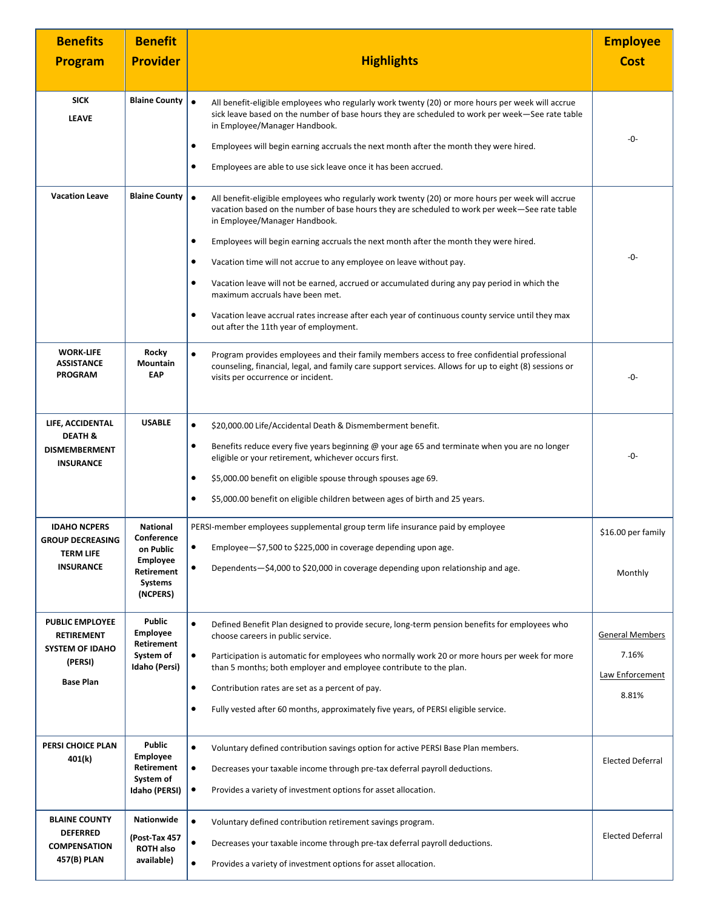| Benefits Program | Benefit Provider | Highlights | Employee Cost |
|---|---|---|---|
| **SICK LEAVE** | **Blaine County** | • All benefit-eligible employees who regularly work twenty (20) or more hours per week will accrue sick leave based on the number of base hours they are scheduled to work per week—See rate table in Employee/Manager Handbook.<br>• Employees will begin earning accruals the next month after the month they were hired.<br>• Employees are able to use sick leave once it has been accrued. | -0- |
| **Vacation Leave** | **Blaine County** | • All benefit-eligible employees who regularly work twenty (20) or more hours per week will accrue vacation based on the number of base hours they are scheduled to work per week—See rate table in Employee/Manager Handbook.<br>• Employees will begin earning accruals the next month after the month they were hired.<br>• Vacation time will not accrue to any employee on leave without pay.<br>• Vacation leave will not be earned, accrued or accumulated during any pay period in which the maximum accruals have been met.<br>• Vacation leave accrual rates increase after each year of continuous county service until they max out after the 11th year of employment. | -0- |
| **WORK-LIFE ASSISTANCE PROGRAM** | **Rocky Mountain EAP** | • Program provides employees and their family members access to free confidential professional counseling, financial, legal, and family care support services. Allows for up to eight (8) sessions or visits per occurrence or incident. | -0- |
| **LIFE, ACCIDENTAL DEATH & DISMEMBERMENT INSURANCE** | **USABLE** | • $20,000.00 Life/Accidental Death & Dismemberment benefit.<br>• Benefits reduce every five years beginning @ your age 65 and terminate when you are no longer eligible or your retirement, whichever occurs first.<br>• $5,000.00 benefit on eligible spouse through spouses age 69.<br>• $5,000.00 benefit on eligible children between ages of birth and 25 years. | -0- |
| **IDAHO NCPERS GROUP DECREASING TERM LIFE INSURANCE** | **National Conference on Public Employee Retirement Systems (NCPERS)** | PERSI-member employees supplemental group term life insurance paid by employee<br>• Employee—$7,500 to $225,000 in coverage depending upon age.<br>• Dependents—$4,000 to $20,000 in coverage depending upon relationship and age. | $16.00 per family<br><br>Monthly |
| **PUBLIC EMPLOYEE RETIREMENT SYSTEM OF IDAHO (PERSI)**<br><br>**Base Plan** | **Public Employee Retirement System of Idaho (Persi)** | • Defined Benefit Plan designed to provide secure, long-term pension benefits for employees who choose careers in public service.<br>• Participation is automatic for employees who normally work 20 or more hours per week for more than 5 months; both employer and employee contribute to the plan.<br>• Contribution rates are set as a percent of pay.<br>• Fully vested after 60 months, approximately five years, of PERSI eligible service. | General Members<br>7.16%<br>Law Enforcement<br>8.81% |
| **PERSI CHOICE PLAN 401(k)** | **Public Employee Retirement System of Idaho (PERSI)** | • Voluntary defined contribution savings option for active PERSI Base Plan members.<br>• Decreases your taxable income through pre-tax deferral payroll deductions.<br>• Provides a variety of investment options for asset allocation. | Elected Deferral |
| **BLAINE COUNTY DEFERRED COMPENSATION 457(B) PLAN** | **Nationwide**<br><br>**(Post-Tax 457 ROTH also available)** | • Voluntary defined contribution retirement savings program.<br>• Decreases your taxable income through pre-tax deferral payroll deductions.<br>• Provides a variety of investment options for asset allocation. | Elected Deferral |